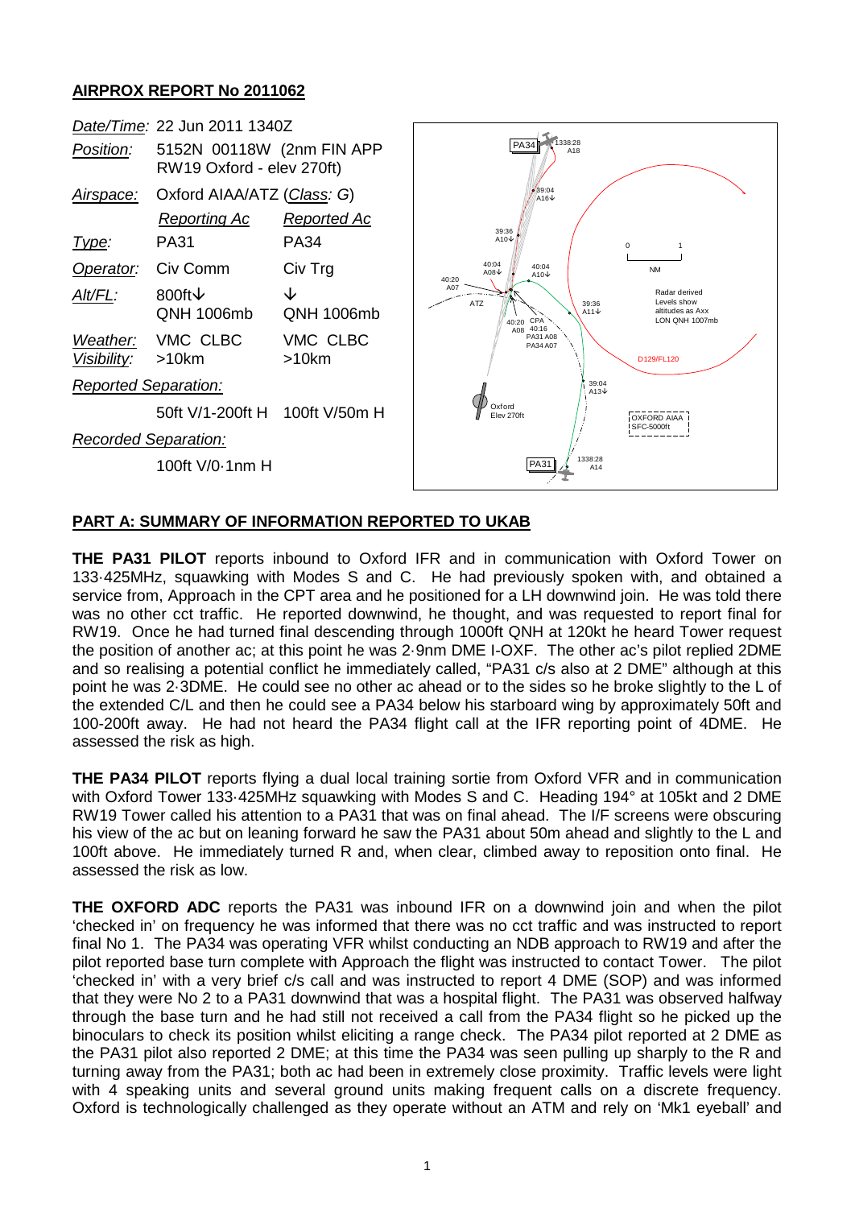# AIRPROX REPORT No 2011062

| | | |
|---|---|---|
| *Date/Time:* | 22 Jun 2011 1340Z | |
| *Position:* | 5152N 00118W (2nm FIN APP RW19 Oxford - elev 270ft) | |
| *Airspace:* | Oxford AIAA/ATZ (*Class: G*) | |
| | *Reporting Ac* | *Reported Ac* |
| *Type:* | PA31 | PA34 |
| *Operator:* | Civ Comm | Civ Trg |
| *Alt/FL:* | 800ft↓ QNH 1006mb | ↓ QNH 1006mb |
| *Weather:* | VMC CLBC | VMC CLBC |
| *Visibility:* | >10km | >10km |
| *Reported Separation:* | | |
| | 50ft V/1-200ft H | 100ft V/50m H |
| *Recorded Separation:* | | |
| | 100ft V/0·1nm H | |

## PART A: SUMMARY OF INFORMATION REPORTED TO UKAB

**THE PA31 PILOT** reports inbound to Oxford IFR and in communication with Oxford Tower on 133·425MHz, squawking with Modes S and C. He had previously spoken with, and obtained a service from, Approach in the CPT area and he positioned for a LH downwind join. He was told there was no other cct traffic. He reported downwind, he thought, and was requested to report final for RW19. Once he had turned final descending through 1000ft QNH at 120kt he heard Tower request the position of another ac; at this point he was 2·9nm DME I-OXF. The other ac's pilot replied 2DME and so realising a potential conflict he immediately called, "PA31 c/s also at 2 DME" although at this point he was 2·3DME. He could see no other ac ahead or to the sides so he broke slightly to the L of the extended C/L and then he could see a PA34 below his starboard wing by approximately 50ft and 100-200ft away. He had not heard the PA34 flight call at the IFR reporting point of 4DME. He assessed the risk as high.

**THE PA34 PILOT** reports flying a dual local training sortie from Oxford VFR and in communication with Oxford Tower 133·425MHz squawking with Modes S and C. Heading 194° at 105kt and 2 DME RW19 Tower called his attention to a PA31 that was on final ahead. The I/F screens were obscuring his view of the ac but on leaning forward he saw the PA31 about 50m ahead and slightly to the L and 100ft above. He immediately turned R and, when clear, climbed away to reposition onto final. He assessed the risk as low.

**THE OXFORD ADC** reports the PA31 was inbound IFR on a downwind join and when the pilot 'checked in' on frequency he was informed that there was no cct traffic and was instructed to report final No 1. The PA34 was operating VFR whilst conducting an NDB approach to RW19 and after the pilot reported base turn complete with Approach the flight was instructed to contact Tower. The pilot 'checked in' with a very brief c/s call and was instructed to report 4 DME (SOP) and was informed that they were No 2 to a PA31 downwind that was a hospital flight. The PA31 was observed halfway through the base turn and he had still not received a call from the PA34 flight so he picked up the binoculars to check its position whilst eliciting a range check. The PA34 pilot reported at 2 DME as the PA31 pilot also reported 2 DME; at this time the PA34 was seen pulling up sharply to the R and turning away from the PA31; both ac had been in extremely close proximity. Traffic levels were light with 4 speaking units and several ground units making frequent calls on a discrete frequency. Oxford is technologically challenged as they operate without an ATM and rely on 'Mk1 eyeball' and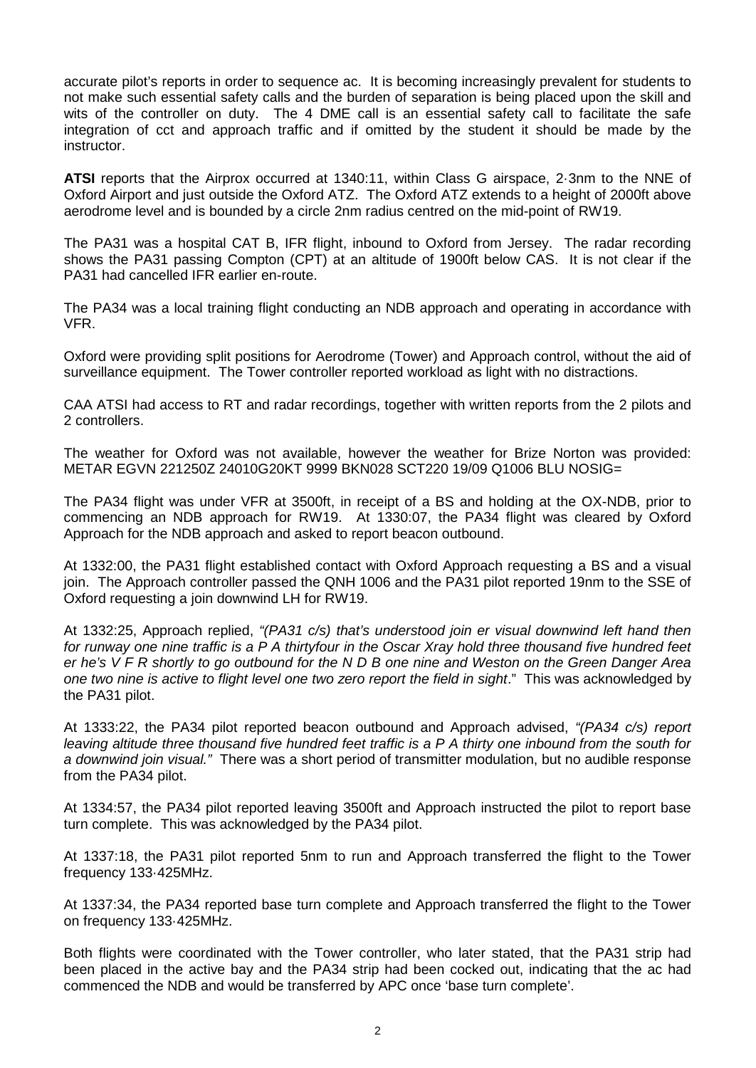accurate pilot's reports in order to sequence ac. It is becoming increasingly prevalent for students to not make such essential safety calls and the burden of separation is being placed upon the skill and wits of the controller on duty. The 4 DME call is an essential safety call to facilitate the safe integration of cct and approach traffic and if omitted by the student it should be made by the instructor.

**ATSI** reports that the Airprox occurred at 1340:11, within Class G airspace, 2·3nm to the NNE of Oxford Airport and just outside the Oxford ATZ. The Oxford ATZ extends to a height of 2000ft above aerodrome level and is bounded by a circle 2nm radius centred on the mid-point of RW19.

The PA31 was a hospital CAT B, IFR flight, inbound to Oxford from Jersey. The radar recording shows the PA31 passing Compton (CPT) at an altitude of 1900ft below CAS. It is not clear if the PA31 had cancelled IFR earlier en-route.

The PA34 was a local training flight conducting an NDB approach and operating in accordance with VFR.

Oxford were providing split positions for Aerodrome (Tower) and Approach control, without the aid of surveillance equipment. The Tower controller reported workload as light with no distractions.

CAA ATSI had access to RT and radar recordings, together with written reports from the 2 pilots and 2 controllers.

The weather for Oxford was not available, however the weather for Brize Norton was provided: METAR EGVN 221250Z 24010G20KT 9999 BKN028 SCT220 19/09 Q1006 BLU NOSIG=

The PA34 flight was under VFR at 3500ft, in receipt of a BS and holding at the OX-NDB, prior to commencing an NDB approach for RW19. At 1330:07, the PA34 flight was cleared by Oxford Approach for the NDB approach and asked to report beacon outbound.

At 1332:00, the PA31 flight established contact with Oxford Approach requesting a BS and a visual join. The Approach controller passed the QNH 1006 and the PA31 pilot reported 19nm to the SSE of Oxford requesting a join downwind LH for RW19.

At 1332:25, Approach replied, *"(PA31 c/s) that's understood join er visual downwind left hand then for runway one nine traffic is a P A thirtyfour in the Oscar Xray hold three thousand five hundred feet er he's V F R shortly to go outbound for the N D B one nine and Weston on the Green Danger Area one two nine is active to flight level one two zero report the field in sight*." This was acknowledged by the PA31 pilot.

At 1333:22, the PA34 pilot reported beacon outbound and Approach advised, *"(PA34 c/s) report leaving altitude three thousand five hundred feet traffic is a P A thirty one inbound from the south for a downwind join visual."* There was a short period of transmitter modulation, but no audible response from the PA34 pilot.

At 1334:57, the PA34 pilot reported leaving 3500ft and Approach instructed the pilot to report base turn complete. This was acknowledged by the PA34 pilot.

At 1337:18, the PA31 pilot reported 5nm to run and Approach transferred the flight to the Tower frequency 133·425MHz.

At 1337:34, the PA34 reported base turn complete and Approach transferred the flight to the Tower on frequency 133·425MHz.

Both flights were coordinated with the Tower controller, who later stated, that the PA31 strip had been placed in the active bay and the PA34 strip had been cocked out, indicating that the ac had commenced the NDB and would be transferred by APC once 'base turn complete'.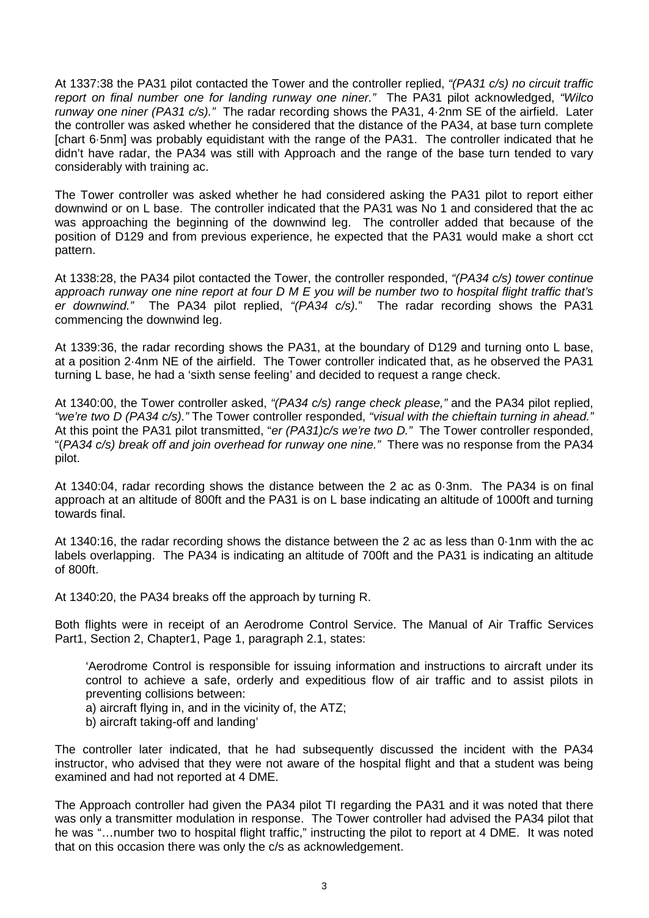At 1337:38 the PA31 pilot contacted the Tower and the controller replied, *"(PA31 c/s) no circuit traffic report on final number one for landing runway one niner."* The PA31 pilot acknowledged, *"Wilco runway one niner (PA31 c/s)."* The radar recording shows the PA31, 4·2nm SE of the airfield. Later the controller was asked whether he considered that the distance of the PA34, at base turn complete [chart 6·5nm] was probably equidistant with the range of the PA31. The controller indicated that he didn't have radar, the PA34 was still with Approach and the range of the base turn tended to vary considerably with training ac.

The Tower controller was asked whether he had considered asking the PA31 pilot to report either downwind or on L base. The controller indicated that the PA31 was No 1 and considered that the ac was approaching the beginning of the downwind leg. The controller added that because of the position of D129 and from previous experience, he expected that the PA31 would make a short cct pattern.

At 1338:28, the PA34 pilot contacted the Tower, the controller responded, *"(PA34 c/s) tower continue approach runway one nine report at four D M E you will be number two to hospital flight traffic that's er downwind."* The PA34 pilot replied, *"(PA34 c/s)."* The radar recording shows the PA31 commencing the downwind leg.

At 1339:36, the radar recording shows the PA31, at the boundary of D129 and turning onto L base, at a position 2·4nm NE of the airfield. The Tower controller indicated that, as he observed the PA31 turning L base, he had a 'sixth sense feeling' and decided to request a range check.

At 1340:00, the Tower controller asked, *"(PA34 c/s) range check please,"* and the PA34 pilot replied, *"we're two D (PA34 c/s)."* The Tower controller responded, *"visual with the chieftain turning in ahead."* At this point the PA31 pilot transmitted, "*er (PA31)c/s we're two D."* The Tower controller responded, "*(PA34 c/s) break off and join overhead for runway one nine."* There was no response from the PA34 pilot.

At 1340:04, radar recording shows the distance between the 2 ac as 0·3nm. The PA34 is on final approach at an altitude of 800ft and the PA31 is on L base indicating an altitude of 1000ft and turning towards final.

At 1340:16, the radar recording shows the distance between the 2 ac as less than 0·1nm with the ac labels overlapping. The PA34 is indicating an altitude of 700ft and the PA31 is indicating an altitude of 800ft.

At 1340:20, the PA34 breaks off the approach by turning R.

Both flights were in receipt of an Aerodrome Control Service. The Manual of Air Traffic Services Part1, Section 2, Chapter1, Page 1, paragraph 2.1, states:

> 'Aerodrome Control is responsible for issuing information and instructions to aircraft under its control to achieve a safe, orderly and expeditious flow of air traffic and to assist pilots in preventing collisions between:
> a) aircraft flying in, and in the vicinity of, the ATZ;
> b) aircraft taking-off and landing'

The controller later indicated, that he had subsequently discussed the incident with the PA34 instructor, who advised that they were not aware of the hospital flight and that a student was being examined and had not reported at 4 DME.

The Approach controller had given the PA34 pilot TI regarding the PA31 and it was noted that there was only a transmitter modulation in response. The Tower controller had advised the PA34 pilot that he was "…number two to hospital flight traffic," instructing the pilot to report at 4 DME. It was noted that on this occasion there was only the c/s as acknowledgement.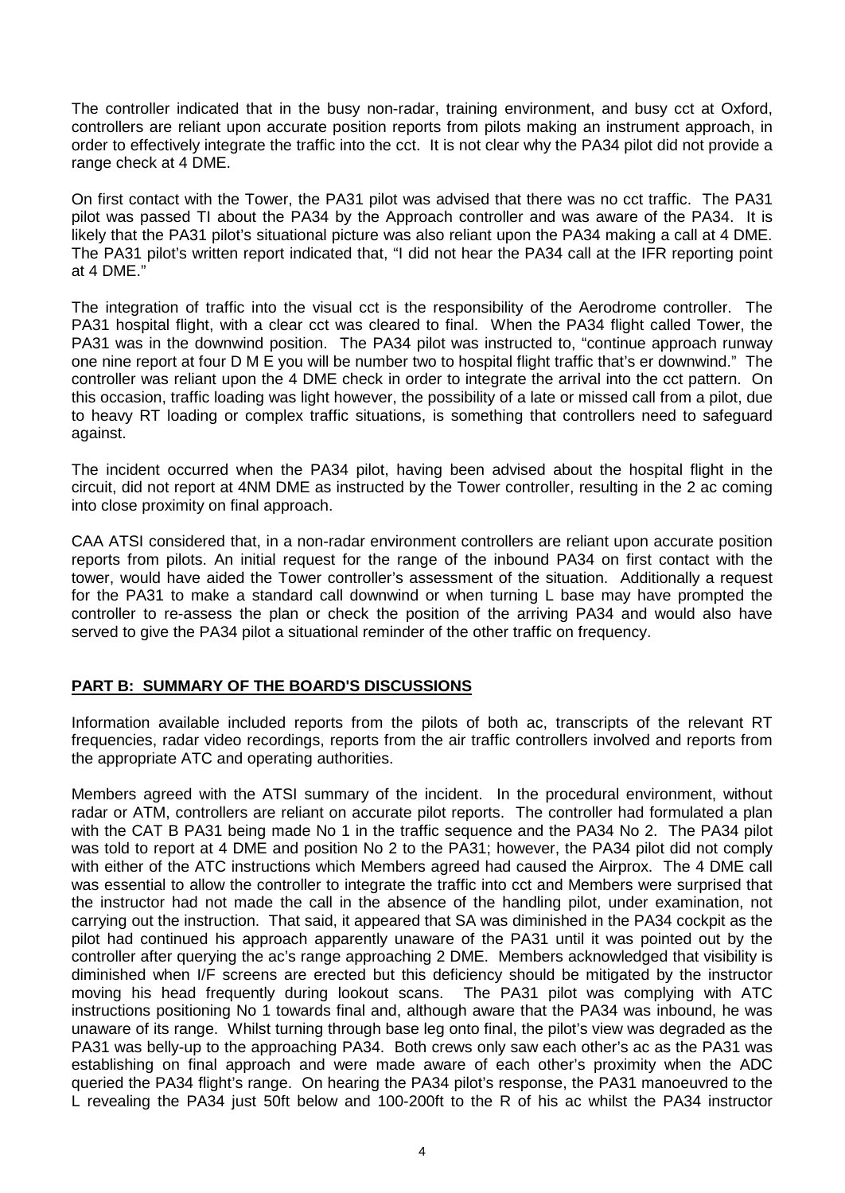The controller indicated that in the busy non-radar, training environment, and busy cct at Oxford, controllers are reliant upon accurate position reports from pilots making an instrument approach, in order to effectively integrate the traffic into the cct. It is not clear why the PA34 pilot did not provide a range check at 4 DME.

On first contact with the Tower, the PA31 pilot was advised that there was no cct traffic. The PA31 pilot was passed TI about the PA34 by the Approach controller and was aware of the PA34. It is likely that the PA31 pilot's situational picture was also reliant upon the PA34 making a call at 4 DME. The PA31 pilot's written report indicated that, "I did not hear the PA34 call at the IFR reporting point at 4 DME."

The integration of traffic into the visual cct is the responsibility of the Aerodrome controller. The PA31 hospital flight, with a clear cct was cleared to final. When the PA34 flight called Tower, the PA31 was in the downwind position. The PA34 pilot was instructed to, "continue approach runway one nine report at four D M E you will be number two to hospital flight traffic that's er downwind." The controller was reliant upon the 4 DME check in order to integrate the arrival into the cct pattern. On this occasion, traffic loading was light however, the possibility of a late or missed call from a pilot, due to heavy RT loading or complex traffic situations, is something that controllers need to safeguard against.

The incident occurred when the PA34 pilot, having been advised about the hospital flight in the circuit, did not report at 4NM DME as instructed by the Tower controller, resulting in the 2 ac coming into close proximity on final approach.

CAA ATSI considered that, in a non-radar environment controllers are reliant upon accurate position reports from pilots. An initial request for the range of the inbound PA34 on first contact with the tower, would have aided the Tower controller's assessment of the situation. Additionally a request for the PA31 to make a standard call downwind or when turning L base may have prompted the controller to re-assess the plan or check the position of the arriving PA34 and would also have served to give the PA34 pilot a situational reminder of the other traffic on frequency.

## PART B: SUMMARY OF THE BOARD'S DISCUSSIONS

Information available included reports from the pilots of both ac, transcripts of the relevant RT frequencies, radar video recordings, reports from the air traffic controllers involved and reports from the appropriate ATC and operating authorities.

Members agreed with the ATSI summary of the incident. In the procedural environment, without radar or ATM, controllers are reliant on accurate pilot reports. The controller had formulated a plan with the CAT B PA31 being made No 1 in the traffic sequence and the PA34 No 2. The PA34 pilot was told to report at 4 DME and position No 2 to the PA31; however, the PA34 pilot did not comply with either of the ATC instructions which Members agreed had caused the Airprox. The 4 DME call was essential to allow the controller to integrate the traffic into cct and Members were surprised that the instructor had not made the call in the absence of the handling pilot, under examination, not carrying out the instruction. That said, it appeared that SA was diminished in the PA34 cockpit as the pilot had continued his approach apparently unaware of the PA31 until it was pointed out by the controller after querying the ac's range approaching 2 DME. Members acknowledged that visibility is diminished when I/F screens are erected but this deficiency should be mitigated by the instructor moving his head frequently during lookout scans. The PA31 pilot was complying with ATC instructions positioning No 1 towards final and, although aware that the PA34 was inbound, he was unaware of its range. Whilst turning through base leg onto final, the pilot's view was degraded as the PA31 was belly-up to the approaching PA34. Both crews only saw each other's ac as the PA31 was establishing on final approach and were made aware of each other's proximity when the ADC queried the PA34 flight's range. On hearing the PA34 pilot's response, the PA31 manoeuvred to the L revealing the PA34 just 50ft below and 100-200ft to the R of his ac whilst the PA34 instructor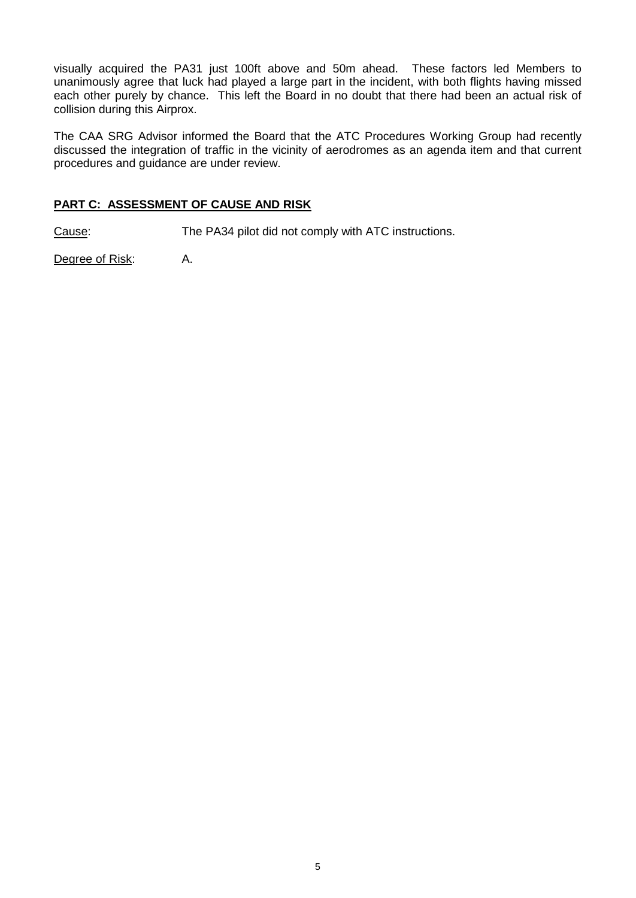visually acquired the PA31 just 100ft above and 50m ahead. These factors led Members to unanimously agree that luck had played a large part in the incident, with both flights having missed each other purely by chance. This left the Board in no doubt that there had been an actual risk of collision during this Airprox.

The CAA SRG Advisor informed the Board that the ATC Procedures Working Group had recently discussed the integration of traffic in the vicinity of aerodromes as an agenda item and that current procedures and guidance are under review.

## PART C: ASSESSMENT OF CAUSE AND RISK

Cause: The PA34 pilot did not comply with ATC instructions.

Degree of Risk: A.